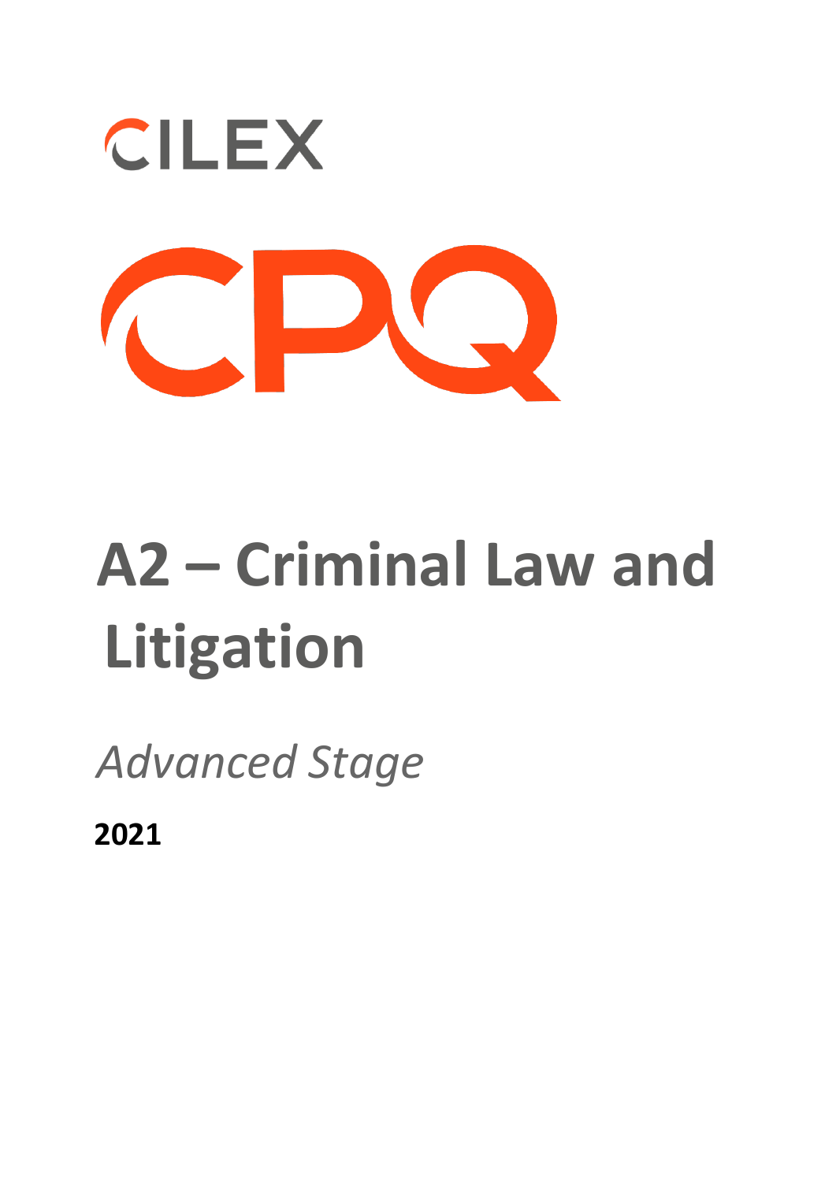CILEX

CPQ

# A2 – Criminal Law and Litigation

*Advanced Stage*

**2021**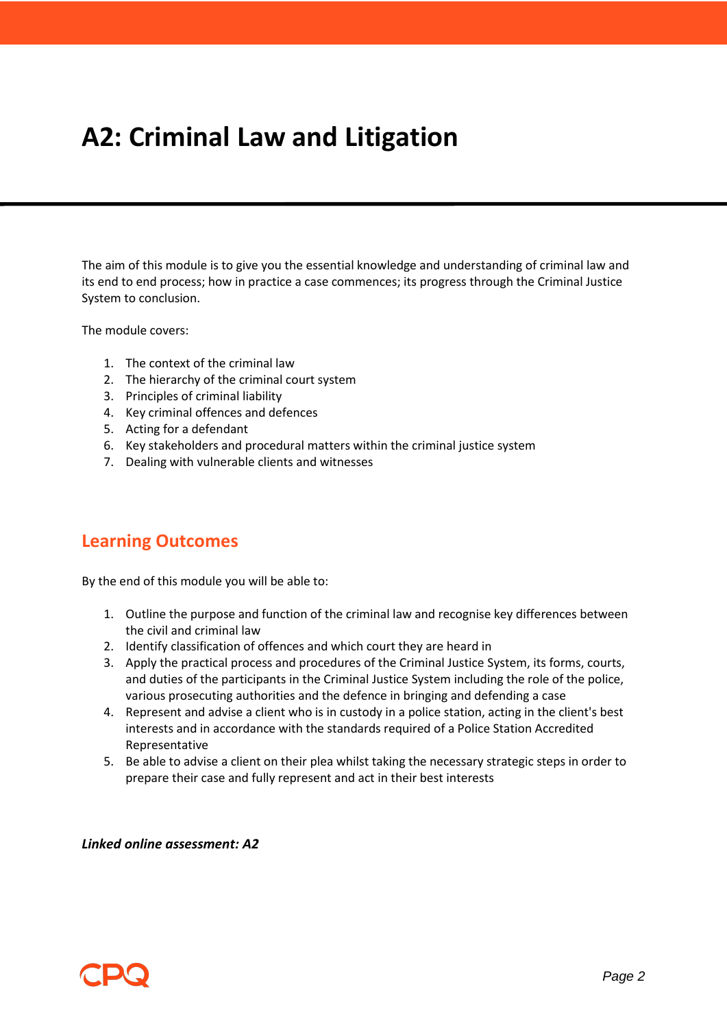# A2: Criminal Law and Litigation

The aim of this module is to give you the essential knowledge and understanding of criminal law and its end to end process; how in practice a case commences; its progress through the Criminal Justice System to conclusion.

The module covers:

1. The context of the criminal law
2. The hierarchy of the criminal court system
3. Principles of criminal liability
4. Key criminal offences and defences
5. Acting for a defendant
6. Key stakeholders and procedural matters within the criminal justice system
7. Dealing with vulnerable clients and witnesses

## Learning Outcomes

By the end of this module you will be able to:

1. Outline the purpose and function of the criminal law and recognise key differences between the civil and criminal law
2. Identify classification of offences and which court they are heard in
3. Apply the practical process and procedures of the Criminal Justice System, its forms, courts, and duties of the participants in the Criminal Justice System including the role of the police, various prosecuting authorities and the defence in bringing and defending a case
4. Represent and advise a client who is in custody in a police station, acting in the client's best interests and in accordance with the standards required of a Police Station Accredited Representative
5. Be able to advise a client on their plea whilst taking the necessary strategic steps in order to prepare their case and fully represent and act in their best interests

***Linked online assessment: A2***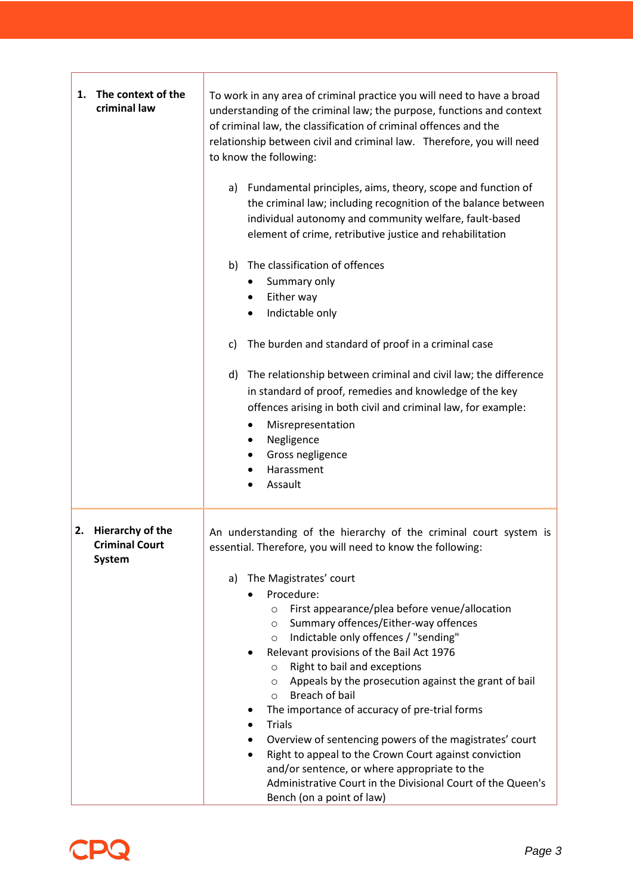| | |
|---|---|
| **1. The context of the criminal law** | To work in any area of criminal practice you will need to have a broad understanding of the criminal law; the purpose, functions and context of criminal law, the classification of criminal offences and the relationship between civil and criminal law. Therefore, you will need to know the following:<br><br>a) Fundamental principles, aims, theory, scope and function of the criminal law; including recognition of the balance between individual autonomy and community welfare, fault-based element of crime, retributive justice and rehabilitation<br><br>b) The classification of offences<br>• Summary only<br>• Either way<br>• Indictable only<br><br>c) The burden and standard of proof in a criminal case<br><br>d) The relationship between criminal and civil law; the difference in standard of proof, remedies and knowledge of the key offences arising in both civil and criminal law, for example:<br>• Misrepresentation<br>• Negligence<br>• Gross negligence<br>• Harassment<br>• Assault |
| **2. Hierarchy of the Criminal Court System** | An understanding of the hierarchy of the criminal court system is essential. Therefore, you will need to know the following:<br><br>a) The Magistrates' court<br>• Procedure:<br>&nbsp;&nbsp;○ First appearance/plea before venue/allocation<br>&nbsp;&nbsp;○ Summary offences/Either-way offences<br>&nbsp;&nbsp;○ Indictable only offences / "sending"<br>• Relevant provisions of the Bail Act 1976<br>&nbsp;&nbsp;○ Right to bail and exceptions<br>&nbsp;&nbsp;○ Appeals by the prosecution against the grant of bail<br>&nbsp;&nbsp;○ Breach of bail<br>• The importance of accuracy of pre-trial forms<br>• Trials<br>• Overview of sentencing powers of the magistrates' court<br>• Right to appeal to the Crown Court against conviction and/or sentence, or where appropriate to the Administrative Court in the Divisional Court of the Queen's Bench (on a point of law) |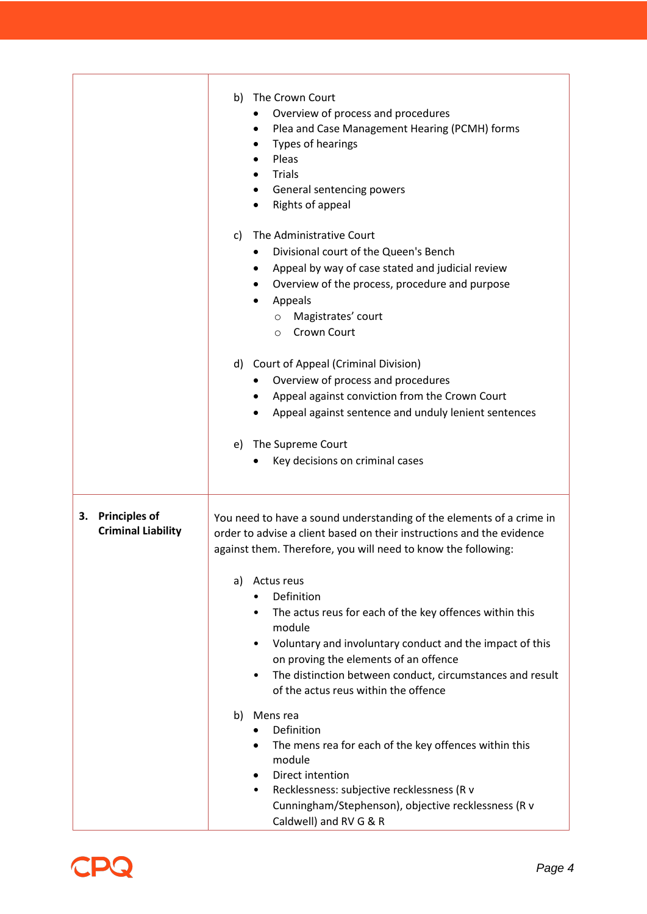| | |
|---|---|
| | b) The Crown Court<br>• Overview of process and procedures<br>• Plea and Case Management Hearing (PCMH) forms<br>• Types of hearings<br>• Pleas<br>• Trials<br>• General sentencing powers<br>• Rights of appeal<br><br>c) The Administrative Court<br>• Divisional court of the Queen's Bench<br>• Appeal by way of case stated and judicial review<br>• Overview of the process, procedure and purpose<br>• Appeals<br>  ○ Magistrates' court<br>  ○ Crown Court<br><br>d) Court of Appeal (Criminal Division)<br>• Overview of process and procedures<br>• Appeal against conviction from the Crown Court<br>• Appeal against sentence and unduly lenient sentences<br><br>e) The Supreme Court<br>• Key decisions on criminal cases |
| **3. Principles of Criminal Liability** | You need to have a sound understanding of the elements of a crime in order to advise a client based on their instructions and the evidence against them. Therefore, you will need to know the following:<br><br>a) Actus reus<br>• Definition<br>• The actus reus for each of the key offences within this module<br>• Voluntary and involuntary conduct and the impact of this on proving the elements of an offence<br>• The distinction between conduct, circumstances and result of the actus reus within the offence<br><br>b) Mens rea<br>• Definition<br>• The mens rea for each of the key offences within this module<br>• Direct intention<br>• Recklessness: subjective recklessness (R v Cunningham/Stephenson), objective recklessness (R v Caldwell) and RV G & R |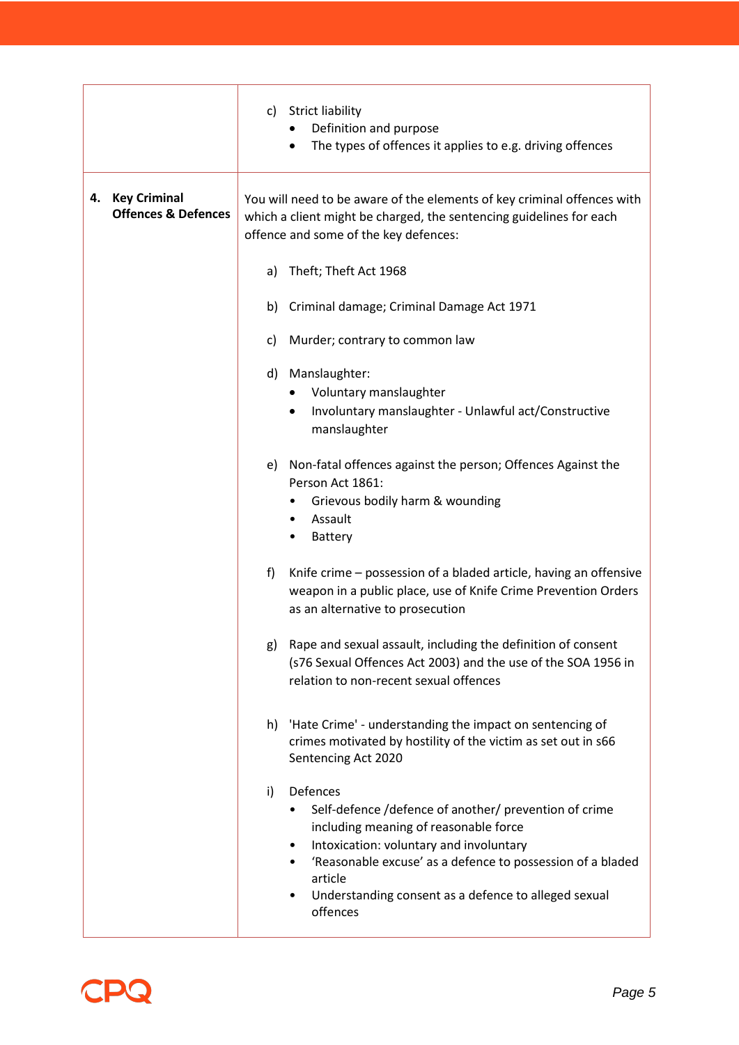| | |
|---|---|
| | c) Strict liability<br>• Definition and purpose<br>• The types of offences it applies to e.g. driving offences |
| **4. Key Criminal Offences & Defences** | You will need to be aware of the elements of key criminal offences with which a client might be charged, the sentencing guidelines for each offence and some of the key defences:<br><br>a) Theft; Theft Act 1968<br><br>b) Criminal damage; Criminal Damage Act 1971<br><br>c) Murder; contrary to common law<br><br>d) Manslaughter:<br>• Voluntary manslaughter<br>• Involuntary manslaughter - Unlawful act/Constructive manslaughter<br><br>e) Non-fatal offences against the person; Offences Against the Person Act 1861:<br>• Grievous bodily harm & wounding<br>• Assault<br>• Battery<br><br>f) Knife crime – possession of a bladed article, having an offensive weapon in a public place, use of Knife Crime Prevention Orders as an alternative to prosecution<br><br>g) Rape and sexual assault, including the definition of consent (s76 Sexual Offences Act 2003) and the use of the SOA 1956 in relation to non-recent sexual offences<br><br>h) 'Hate Crime' - understanding the impact on sentencing of crimes motivated by hostility of the victim as set out in s66 Sentencing Act 2020<br><br>i) Defences<br>• Self-defence /defence of another/ prevention of crime including meaning of reasonable force<br>• Intoxication: voluntary and involuntary<br>• 'Reasonable excuse' as a defence to possession of a bladed article<br>• Understanding consent as a defence to alleged sexual offences |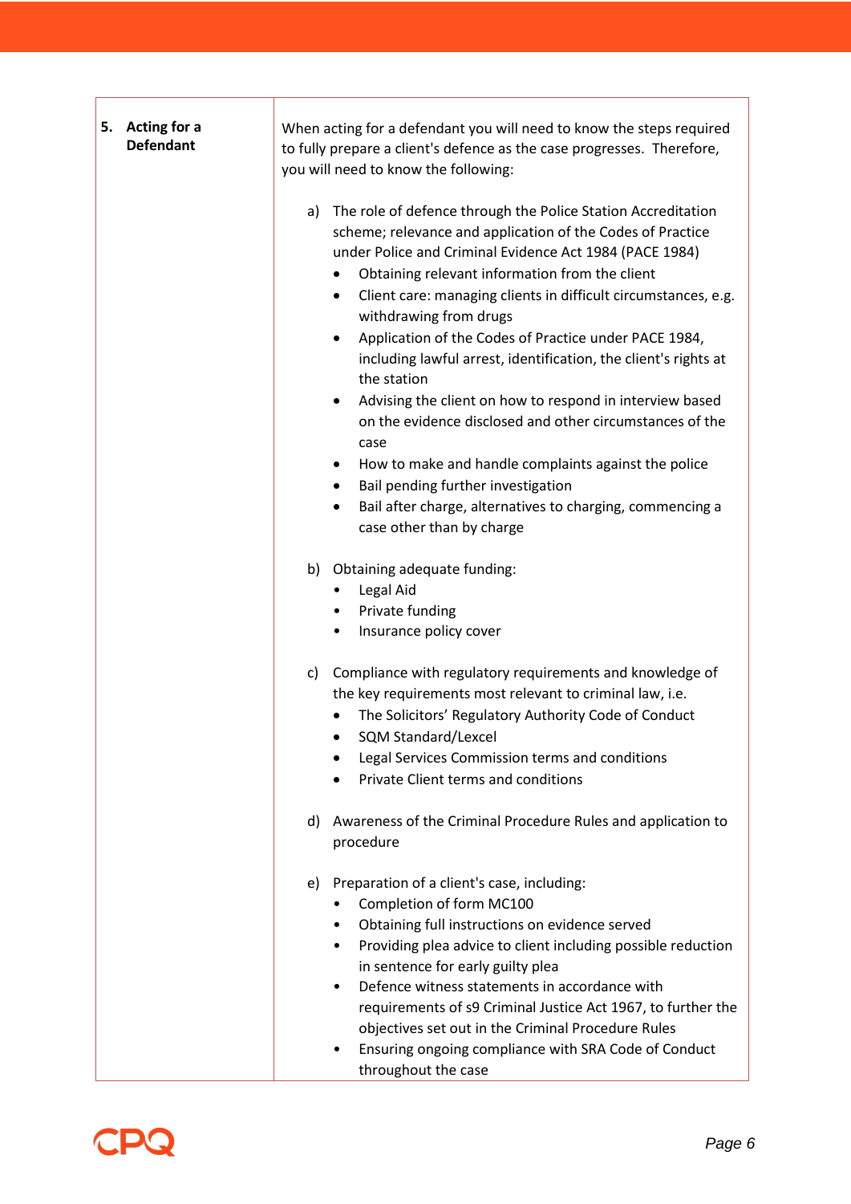| 5. **Acting for a Defendant** | When acting for a defendant you will need to know the steps required to fully prepare a client's defence as the case progresses. Therefore, you will need to know the following:<br><br>a) The role of defence through the Police Station Accreditation scheme; relevance and application of the Codes of Practice under Police and Criminal Evidence Act 1984 (PACE 1984)<br>• Obtaining relevant information from the client<br>• Client care: managing clients in difficult circumstances, e.g. withdrawing from drugs<br>• Application of the Codes of Practice under PACE 1984, including lawful arrest, identification, the client's rights at the station<br>• Advising the client on how to respond in interview based on the evidence disclosed and other circumstances of the case<br>• How to make and handle complaints against the police<br>• Bail pending further investigation<br>• Bail after charge, alternatives to charging, commencing a case other than by charge<br><br>b) Obtaining adequate funding:<br>• Legal Aid<br>• Private funding<br>• Insurance policy cover<br><br>c) Compliance with regulatory requirements and knowledge of the key requirements most relevant to criminal law, i.e.<br>• The Solicitors' Regulatory Authority Code of Conduct<br>• SQM Standard/Lexcel<br>• Legal Services Commission terms and conditions<br>• Private Client terms and conditions<br><br>d) Awareness of the Criminal Procedure Rules and application to procedure<br><br>e) Preparation of a client's case, including:<br>• Completion of form MC100<br>• Obtaining full instructions on evidence served<br>• Providing plea advice to client including possible reduction in sentence for early guilty plea<br>• Defence witness statements in accordance with requirements of s9 Criminal Justice Act 1967, to further the objectives set out in the Criminal Procedure Rules<br>• Ensuring ongoing compliance with SRA Code of Conduct throughout the case |
|---|---|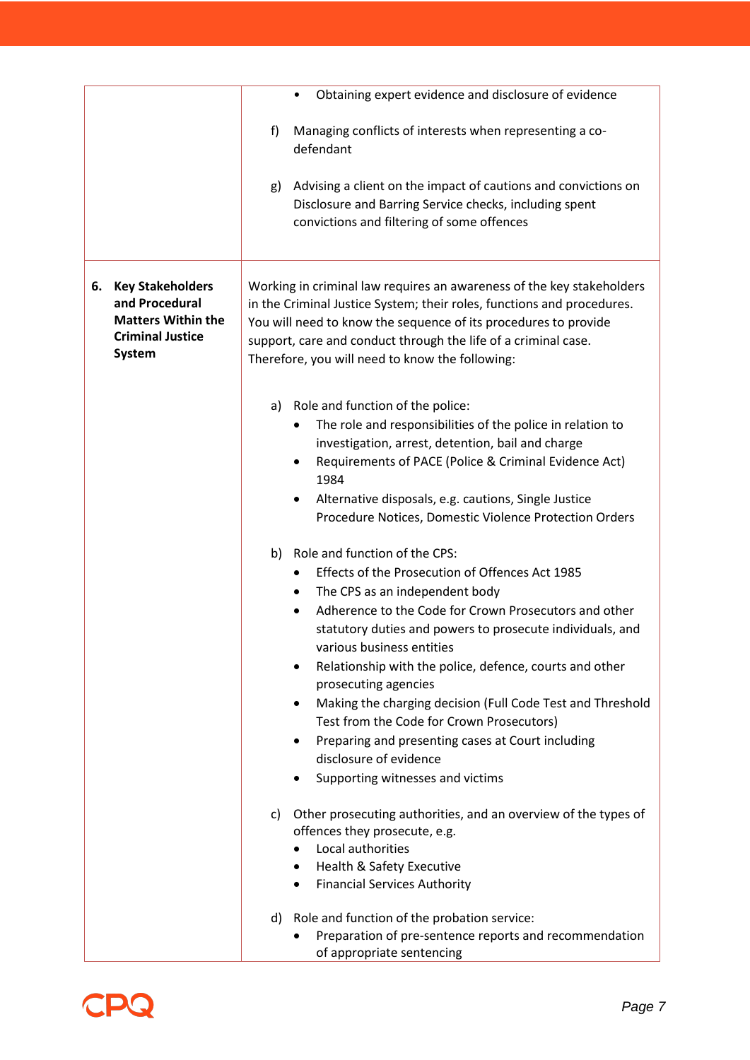| | |
|---|---|
| | • Obtaining expert evidence and disclosure of evidence<br><br>f) Managing conflicts of interests when representing a co-defendant<br><br>g) Advising a client on the impact of cautions and convictions on Disclosure and Barring Service checks, including spent convictions and filtering of some offences |
| **6. Key Stakeholders and Procedural Matters Within the Criminal Justice System** | Working in criminal law requires an awareness of the key stakeholders in the Criminal Justice System; their roles, functions and procedures. You will need to know the sequence of its procedures to provide support, care and conduct through the life of a criminal case. Therefore, you will need to know the following:<br><br>a) Role and function of the police:<br>• The role and responsibilities of the police in relation to investigation, arrest, detention, bail and charge<br>• Requirements of PACE (Police & Criminal Evidence Act) 1984<br>• Alternative disposals, e.g. cautions, Single Justice Procedure Notices, Domestic Violence Protection Orders<br><br>b) Role and function of the CPS:<br>• Effects of the Prosecution of Offences Act 1985<br>• The CPS as an independent body<br>• Adherence to the Code for Crown Prosecutors and other statutory duties and powers to prosecute individuals, and various business entities<br>• Relationship with the police, defence, courts and other prosecuting agencies<br>• Making the charging decision (Full Code Test and Threshold Test from the Code for Crown Prosecutors)<br>• Preparing and presenting cases at Court including disclosure of evidence<br>• Supporting witnesses and victims<br><br>c) Other prosecuting authorities, and an overview of the types of offences they prosecute, e.g.<br>• Local authorities<br>• Health & Safety Executive<br>• Financial Services Authority<br><br>d) Role and function of the probation service:<br>• Preparation of pre-sentence reports and recommendation of appropriate sentencing |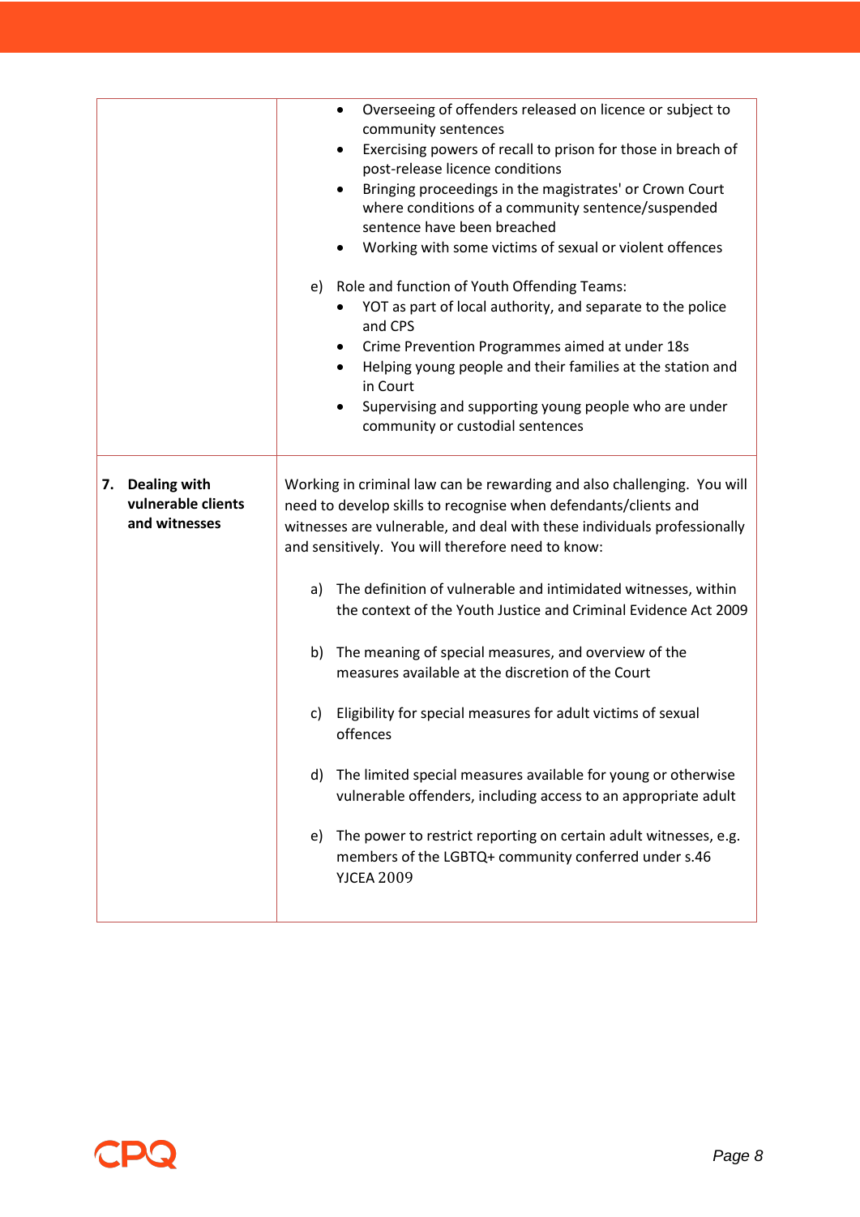| | |
|---|---|
| | • Overseeing of offenders released on licence or subject to community sentences<br>• Exercising powers of recall to prison for those in breach of post-release licence conditions<br>• Bringing proceedings in the magistrates' or Crown Court where conditions of a community sentence/suspended sentence have been breached<br>• Working with some victims of sexual or violent offences<br><br>e) Role and function of Youth Offending Teams:<br>• YOT as part of local authority, and separate to the police and CPS<br>• Crime Prevention Programmes aimed at under 18s<br>• Helping young people and their families at the station and in Court<br>• Supervising and supporting young people who are under community or custodial sentences |
| **7. Dealing with vulnerable clients and witnesses** | Working in criminal law can be rewarding and also challenging. You will need to develop skills to recognise when defendants/clients and witnesses are vulnerable, and deal with these individuals professionally and sensitively. You will therefore need to know:<br><br>a) The definition of vulnerable and intimidated witnesses, within the context of the Youth Justice and Criminal Evidence Act 2009<br><br>b) The meaning of special measures, and overview of the measures available at the discretion of the Court<br><br>c) Eligibility for special measures for adult victims of sexual offences<br><br>d) The limited special measures available for young or otherwise vulnerable offenders, including access to an appropriate adult<br><br>e) The power to restrict reporting on certain adult witnesses, e.g. members of the LGBTQ+ community conferred under s.46 YJCEA 2009 |